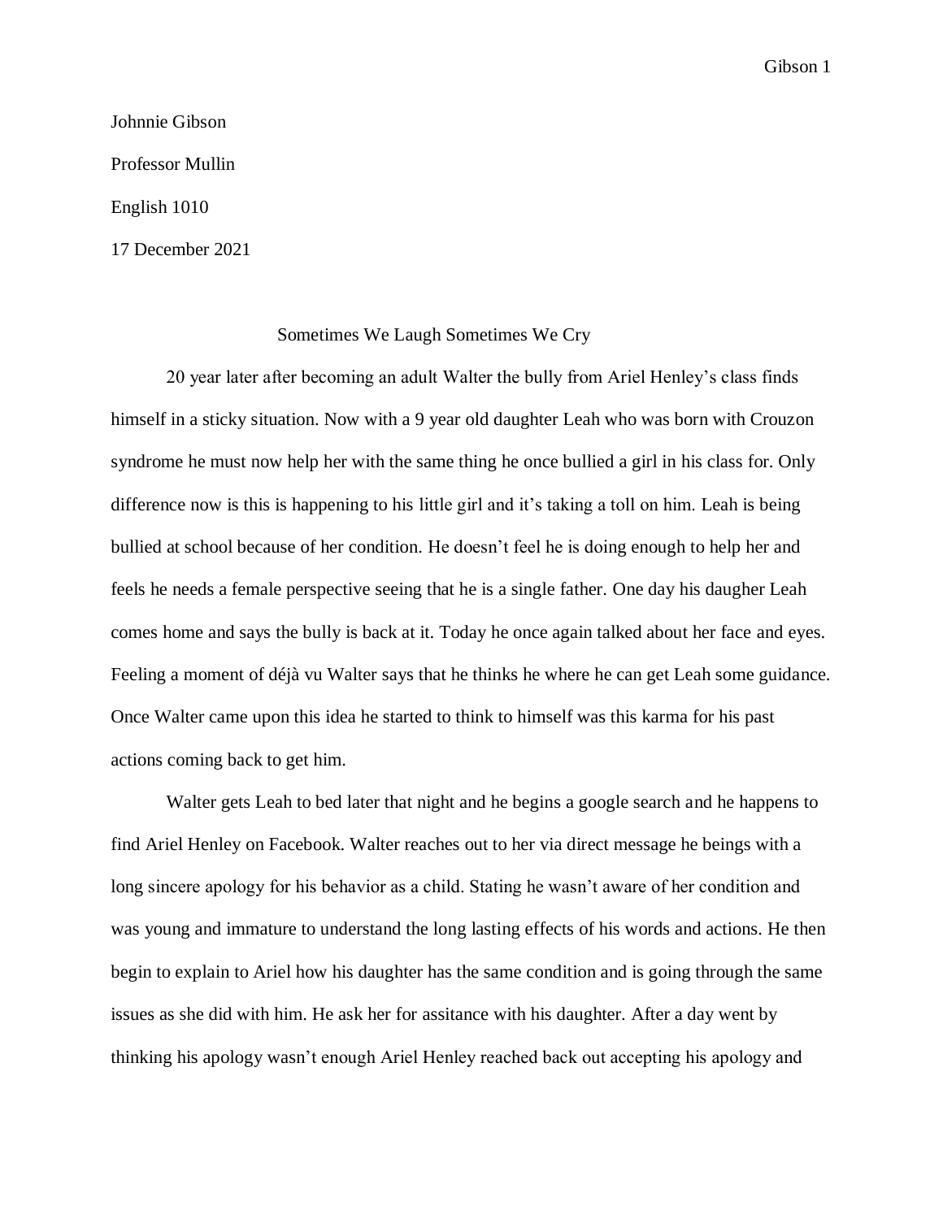Johnnie Gibson

Professor Mullin

English 1010

17 December 2021

Sometimes We Laugh Sometimes We Cry

20 year later after becoming an adult Walter the bully from Ariel Henley's class finds himself in a sticky situation. Now with a 9 year old daughter Leah who was born with Crouzon syndrome he must now help her with the same thing he once bullied a girl in his class for. Only difference now is this is happening to his little girl and it's taking a toll on him. Leah is being bullied at school because of her condition. He doesn't feel he is doing enough to help her and feels he needs a female perspective seeing that he is a single father. One day his daugher Leah comes home and says the bully is back at it. Today he once again talked about her face and eyes. Feeling a moment of déjà vu Walter says that he thinks he where he can get Leah some guidance. Once Walter came upon this idea he started to think to himself was this karma for his past actions coming back to get him.

Walter gets Leah to bed later that night and he begins a google search and he happens to find Ariel Henley on Facebook. Walter reaches out to her via direct message he beings with a long sincere apology for his behavior as a child. Stating he wasn't aware of her condition and was young and immature to understand the long lasting effects of his words and actions. He then begin to explain to Ariel how his daughter has the same condition and is going through the same issues as she did with him. He ask her for assitance with his daughter. After a day went by thinking his apology wasn't enough Ariel Henley reached back out accepting his apology and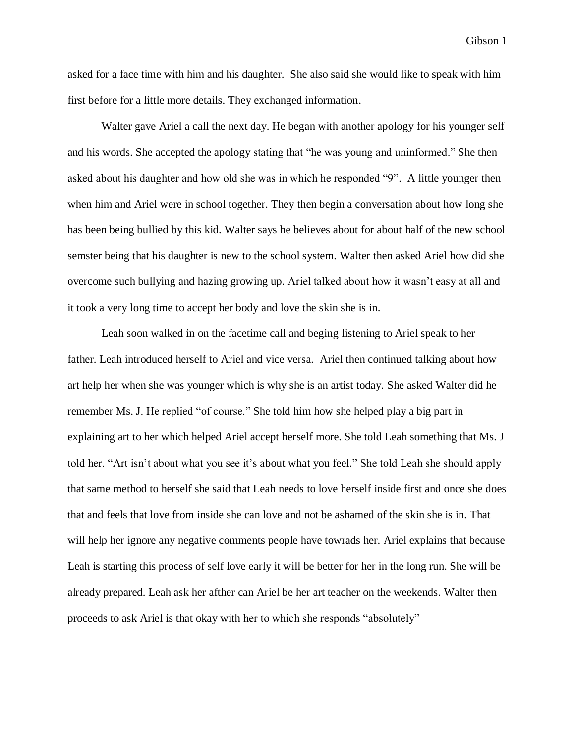asked for a face time with him and his daughter. She also said she would like to speak with him first before for a little more details. They exchanged information.

Walter gave Ariel a call the next day. He began with another apology for his younger self and his words. She accepted the apology stating that "he was young and uninformed." She then asked about his daughter and how old she was in which he responded "9". A little younger then when him and Ariel were in school together. They then begin a conversation about how long she has been being bullied by this kid. Walter says he believes about for about half of the new school semster being that his daughter is new to the school system. Walter then asked Ariel how did she overcome such bullying and hazing growing up. Ariel talked about how it wasn't easy at all and it took a very long time to accept her body and love the skin she is in.

Leah soon walked in on the facetime call and beging listening to Ariel speak to her father. Leah introduced herself to Ariel and vice versa. Ariel then continued talking about how art help her when she was younger which is why she is an artist today. She asked Walter did he remember Ms. J. He replied "of course." She told him how she helped play a big part in explaining art to her which helped Ariel accept herself more. She told Leah something that Ms. J told her. "Art isn't about what you see it's about what you feel." She told Leah she should apply that same method to herself she said that Leah needs to love herself inside first and once she does that and feels that love from inside she can love and not be ashamed of the skin she is in. That will help her ignore any negative comments people have towrads her. Ariel explains that because Leah is starting this process of self love early it will be better for her in the long run. She will be already prepared. Leah ask her afther can Ariel be her art teacher on the weekends. Walter then proceeds to ask Ariel is that okay with her to which she responds "absolutely"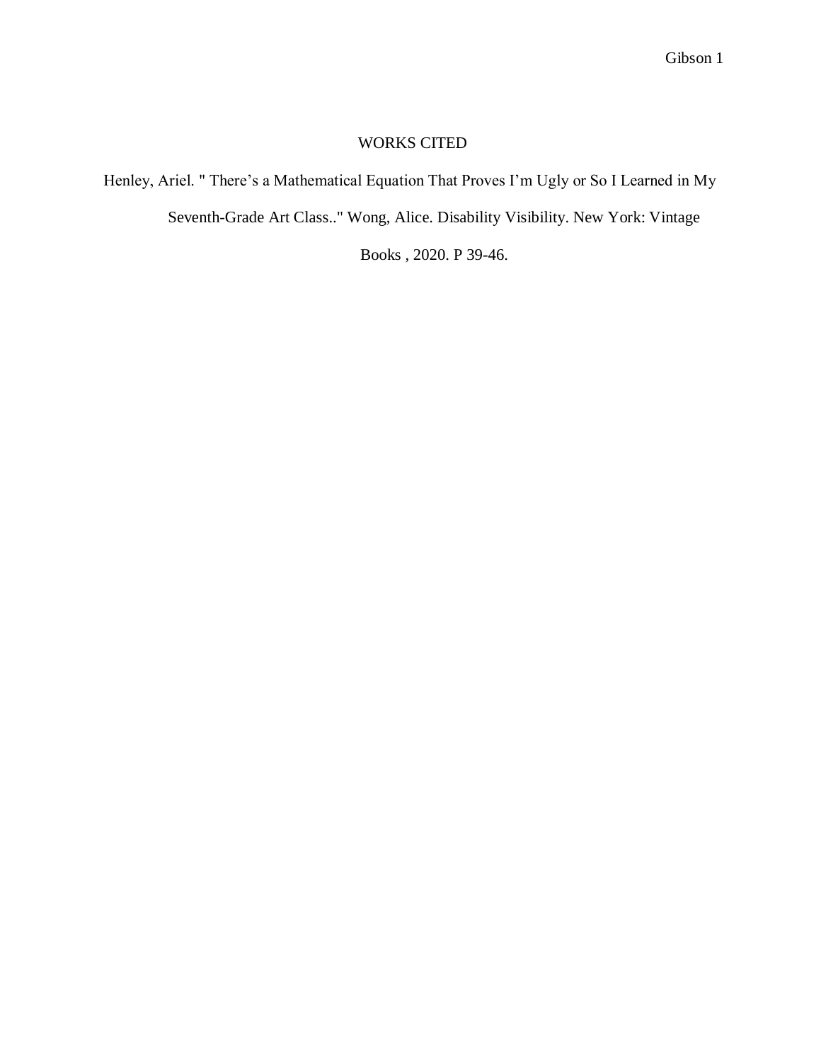# WORKS CITED

Henley, Ariel. " There's a Mathematical Equation That Proves I'm Ugly or So I Learned in My Seventh-Grade Art Class.." Wong, Alice. Disability Visibility. New York: Vintage Books , 2020. P 39-46.